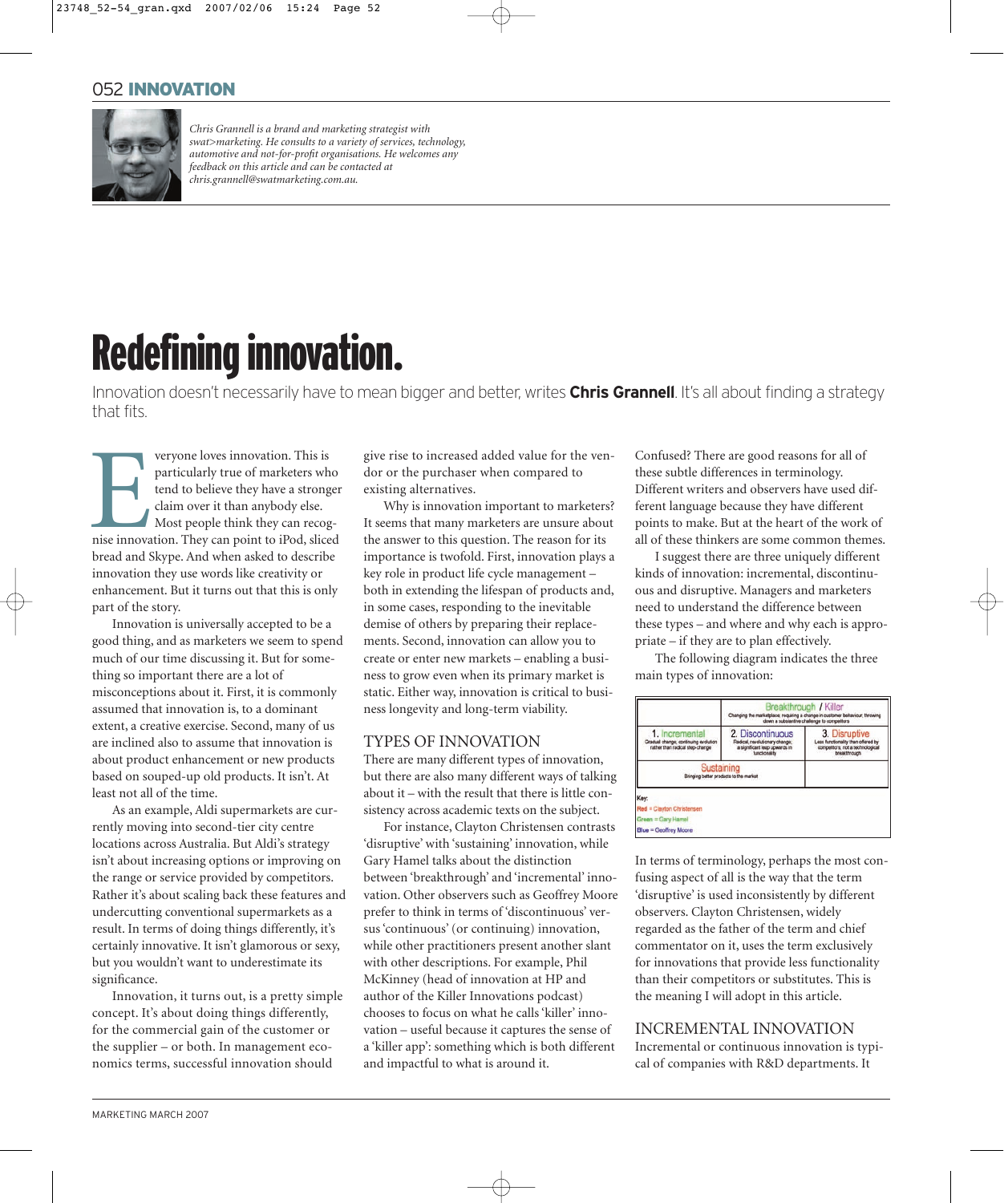*Chris Grannell is a brand and marketing strategist with swat>marketing. He consults to a variety of services, technology, automotive and not-for-profit organisations. He welcomes any feedback on this article and can be contacted at chris.grannell@swatmarketing.com.au.*

# Redefining innovation.

Innovation doesn't necessarily have to mean bigger and better, writes **Chris Grannell**. It's all about finding a strategy that fits.

Everyone loves innovation. This is particularly true of marketers who tend to believe they have a stronger claim over it than anybody else. Most people think they can recognise innovation. They can point to iPod, sliced bread and Skype. And when asked to describe innovation they use words like creativity or enhancement. But it turns out that this is only part of the story.

Innovation is universally accepted to be a good thing, and as marketers we seem to spend much of our time discussing it. But for something so important there are a lot of misconceptions about it. First, it is commonly assumed that innovation is, to a dominant extent, a creative exercise. Second, many of us are inclined also to assume that innovation is about product enhancement or new products based on souped-up old products. It isn't. At least not all of the time.

As an example, Aldi supermarkets are currently moving into second-tier city centre locations across Australia. But Aldi's strategy isn't about increasing options or improving on the range or service provided by competitors. Rather it's about scaling back these features and undercutting conventional supermarkets as a result. In terms of doing things differently, it's certainly innovative. It isn't glamorous or sexy, but you wouldn't want to underestimate its significance.

Innovation, it turns out, is a pretty simple concept. It's about doing things differently, for the commercial gain of the customer or the supplier – or both. In management economics terms, successful innovation should give rise to increased added value for the vendor or the purchaser when compared to existing alternatives.

Why is innovation important to marketers? It seems that many marketers are unsure about the answer to this question. The reason for its importance is twofold. First, innovation plays a key role in product life cycle management – both in extending the lifespan of products and, in some cases, responding to the inevitable demise of others by preparing their replacements. Second, innovation can allow you to create or enter new markets – enabling a business to grow even when its primary market is static. Either way, innovation is critical to business longevity and long-term viability.

## TYPES OF INNOVATION

There are many different types of innovation, but there are also many different ways of talking about it – with the result that there is little consistency across academic texts on the subject.

For instance, Clayton Christensen contrasts 'disruptive' with 'sustaining' innovation, while Gary Hamel talks about the distinction between 'breakthrough' and 'incremental' innovation. Other observers such as Geoffrey Moore prefer to think in terms of 'discontinuous' versus 'continuous' (or continuing) innovation, while other practitioners present another slant with other descriptions. For example, Phil McKinney (head of innovation at HP and author of the Killer Innovations podcast) chooses to focus on what he calls 'killer' innovation – useful because it captures the sense of a 'killer app': something which is both different and impactful to what is around it.

Confused? There are good reasons for all of these subtle differences in terminology. Different writers and observers have used different language because they have different points to make. But at the heart of the work of all of these thinkers are some common themes.

I suggest there are three uniquely different kinds of innovation: incremental, discontinuous and disruptive. Managers and marketers need to understand the difference between these types – and where and why each is appropriate – if they are to plan effectively.

The following diagram indicates the three main types of innovation:

| | Breakthrough / Killer<br>Changing the marketplace; requiring a change in customer behaviour; throwing down a substantive challenge to competitors | |
|---|---|---|
| 1. Incremental<br>Gradual change; continuing evolution rather than radical step-change | 2. Discontinuous<br>Radical, revolutionary change; a significant leap upwards in functionality | 3. Disruptive<br>Less functionality than offered by competitors; not a technological breakthrough |
| Sustaining<br>Bringing better products to the market | | |

Key:
Red = Clayton Christensen
Green = Gary Hamel
Blue = Geoffrey Moore

In terms of terminology, perhaps the most confusing aspect of all is the way that the term 'disruptive' is used inconsistently by different observers. Clayton Christensen, widely regarded as the father of the term and chief commentator on it, uses the term exclusively for innovations that provide less functionality than their competitors or substitutes. This is the meaning I will adopt in this article.

## INCREMENTAL INNOVATION

Incremental or continuous innovation is typical of companies with R&D departments. It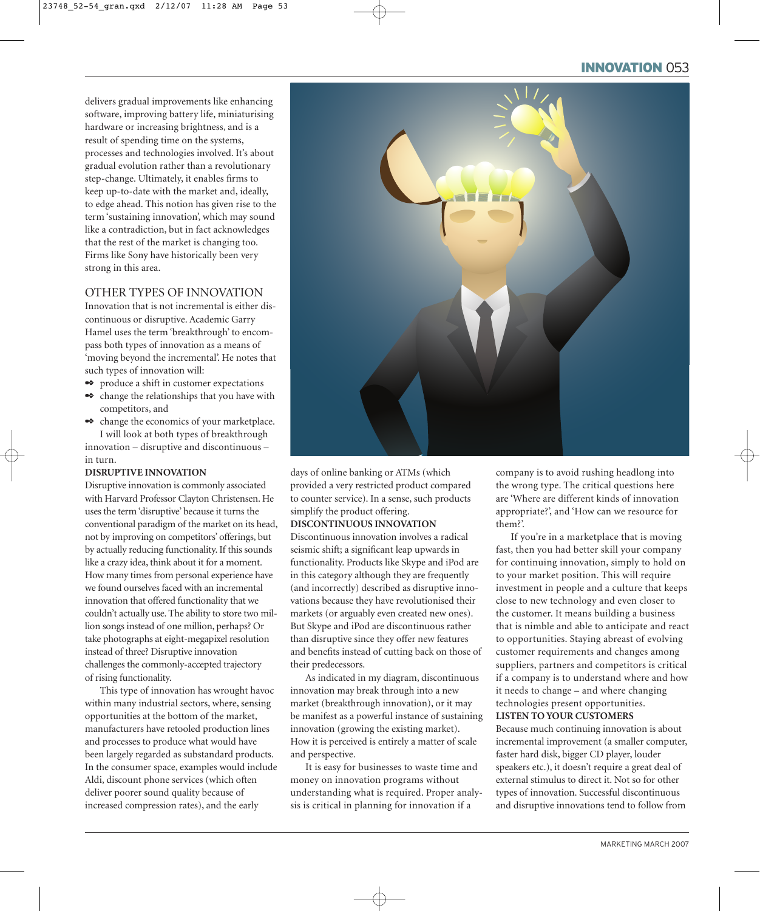delivers gradual improvements like enhancing software, improving battery life, miniaturising hardware or increasing brightness, and is a result of spending time on the systems, processes and technologies involved. It's about gradual evolution rather than a revolutionary step-change. Ultimately, it enables firms to keep up-to-date with the market and, ideally, to edge ahead. This notion has given rise to the term 'sustaining innovation', which may sound like a contradiction, but in fact acknowledges that the rest of the market is changing too. Firms like Sony have historically been very strong in this area.

## OTHER TYPES OF INNOVATION

Innovation that is not incremental is either discontinuous or disruptive. Academic Garry Hamel uses the term 'breakthrough' to encompass both types of innovation as a means of 'moving beyond the incremental'. He notes that such types of innovation will:

- produce a shift in customer expectations
- change the relationships that you have with competitors, and
- change the economics of your marketplace.

I will look at both types of breakthrough innovation – disruptive and discontinuous – in turn.

### DISRUPTIVE INNOVATION

Disruptive innovation is commonly associated with Harvard Professor Clayton Christensen. He uses the term 'disruptive' because it turns the conventional paradigm of the market on its head, not by improving on competitors' offerings, but by actually reducing functionality. If this sounds like a crazy idea, think about it for a moment. How many times from personal experience have we found ourselves faced with an incremental innovation that offered functionality that we couldn't actually use. The ability to store two million songs instead of one million, perhaps? Or take photographs at eight-megapixel resolution instead of three? Disruptive innovation challenges the commonly-accepted trajectory of rising functionality.

This type of innovation has wrought havoc within many industrial sectors, where, sensing opportunities at the bottom of the market, manufacturers have retooled production lines and processes to produce what would have been largely regarded as substandard products. In the consumer space, examples would include Aldi, discount phone services (which often deliver poorer sound quality because of increased compression rates), and the early days of online banking or ATMs (which provided a very restricted product compared to counter service). In a sense, such products simplify the product offering.

### DISCONTINUOUS INNOVATION

Discontinuous innovation involves a radical seismic shift; a significant leap upwards in functionality. Products like Skype and iPod are in this category although they are frequently (and incorrectly) described as disruptive innovations because they have revolutionised their markets (or arguably even created new ones). But Skype and iPod are discontinuous rather than disruptive since they offer new features and benefits instead of cutting back on those of their predecessors.

As indicated in my diagram, discontinuous innovation may break through into a new market (breakthrough innovation), or it may be manifest as a powerful instance of sustaining innovation (growing the existing market). How it is perceived is entirely a matter of scale and perspective.

It is easy for businesses to waste time and money on innovation programs without understanding what is required. Proper analysis is critical in planning for innovation if a company is to avoid rushing headlong into the wrong type. The critical questions here are 'Where are different kinds of innovation appropriate?', and 'How can we resource for them?'.

If you're in a marketplace that is moving fast, then you had better skill your company for continuing innovation, simply to hold on to your market position. This will require investment in people and a culture that keeps close to new technology and even closer to the customer. It means building a business that is nimble and able to anticipate and react to opportunities. Staying abreast of evolving customer requirements and changes among suppliers, partners and competitors is critical if a company is to understand where and how it needs to change – and where changing technologies present opportunities.

### LISTEN TO YOUR CUSTOMERS

Because much continuing innovation is about incremental improvement (a smaller computer, faster hard disk, bigger CD player, louder speakers etc.), it doesn't require a great deal of external stimulus to direct it. Not so for other types of innovation. Successful discontinuous and disruptive innovations tend to follow from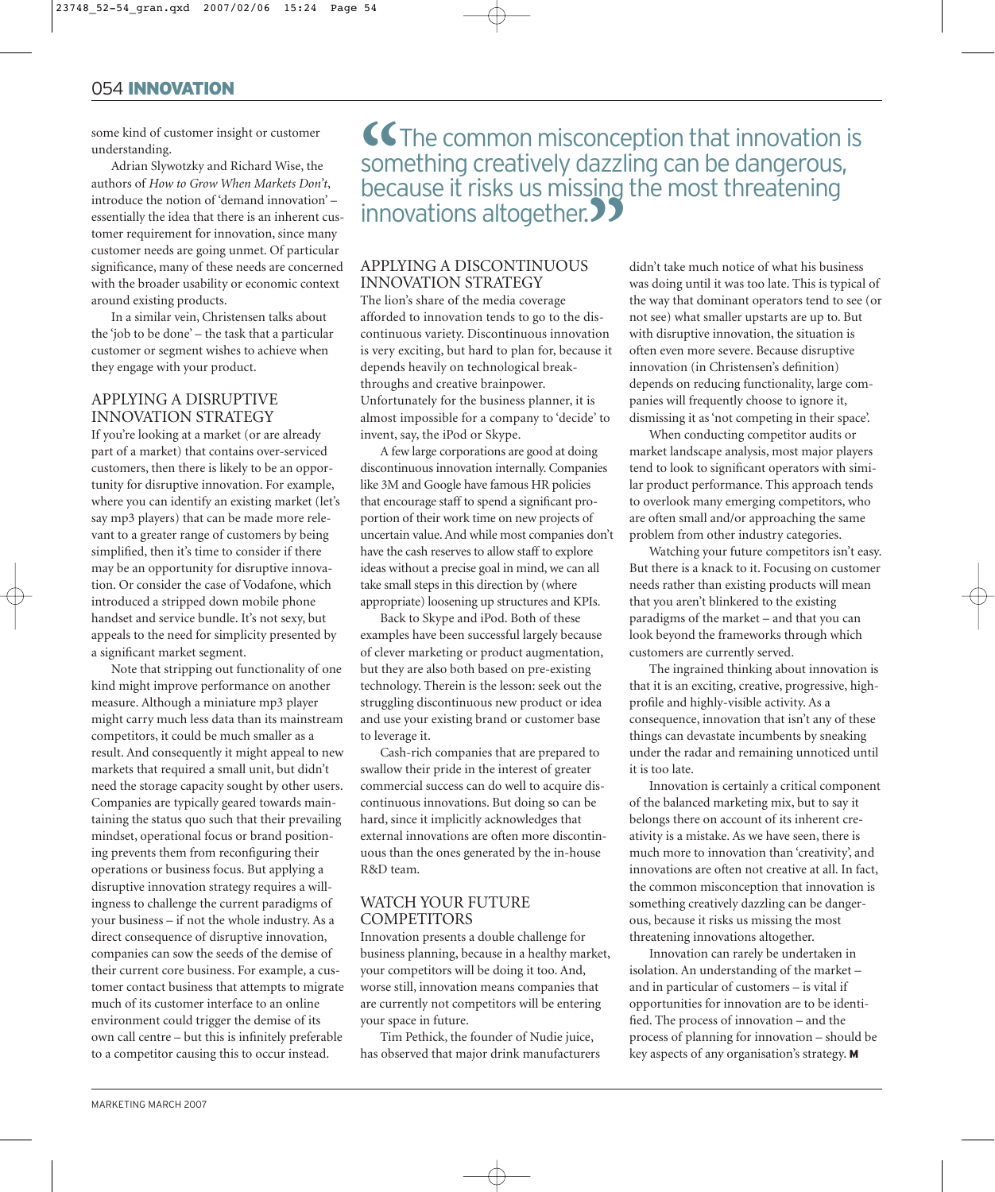some kind of customer insight or customer understanding.

Adrian Slywotzky and Richard Wise, the authors of *How to Grow When Markets Don't*, introduce the notion of 'demand innovation' – essentially the idea that there is an inherent customer requirement for innovation, since many customer needs are going unmet. Of particular significance, many of these needs are concerned with the broader usability or economic context around existing products.

In a similar vein, Christensen talks about the 'job to be done' – the task that a particular customer or segment wishes to achieve when they engage with your product.

## APPLYING A DISRUPTIVE INNOVATION STRATEGY

If you're looking at a market (or are already part of a market) that contains over-serviced customers, then there is likely to be an opportunity for disruptive innovation. For example, where you can identify an existing market (let's say mp3 players) that can be made more relevant to a greater range of customers by being simplified, then it's time to consider if there may be an opportunity for disruptive innovation. Or consider the case of Vodafone, which introduced a stripped down mobile phone handset and service bundle. It's not sexy, but appeals to the need for simplicity presented by a significant market segment.

Note that stripping out functionality of one kind might improve performance on another measure. Although a miniature mp3 player might carry much less data than its mainstream competitors, it could be much smaller as a result. And consequently it might appeal to new markets that required a small unit, but didn't need the storage capacity sought by other users. Companies are typically geared towards maintaining the status quo such that their prevailing mindset, operational focus or brand positioning prevents them from reconfiguring their operations or business focus. But applying a disruptive innovation strategy requires a willingness to challenge the current paradigms of your business – if not the whole industry. As a direct consequence of disruptive innovation, companies can sow the seeds of the demise of their current core business. For example, a customer contact business that attempts to migrate much of its customer interface to an online environment could trigger the demise of its own call centre – but this is infinitely preferable to a competitor causing this to occur instead.

> "The common misconception that innovation is something creatively dazzling can be dangerous, because it risks us missing the most threatening innovations altogether."

## APPLYING A DISCONTINUOUS INNOVATION STRATEGY

The lion's share of the media coverage afforded to innovation tends to go to the discontinuous variety. Discontinuous innovation is very exciting, but hard to plan for, because it depends heavily on technological breakthroughs and creative brainpower. Unfortunately for the business planner, it is almost impossible for a company to 'decide' to invent, say, the iPod or Skype.

A few large corporations are good at doing discontinuous innovation internally. Companies like 3M and Google have famous HR policies that encourage staff to spend a significant proportion of their work time on new projects of uncertain value. And while most companies don't have the cash reserves to allow staff to explore ideas without a precise goal in mind, we can all take small steps in this direction by (where appropriate) loosening up structures and KPIs.

Back to Skype and iPod. Both of these examples have been successful largely because of clever marketing or product augmentation, but they are also both based on pre-existing technology. Therein is the lesson: seek out the struggling discontinuous new product or idea and use your existing brand or customer base to leverage it.

Cash-rich companies that are prepared to swallow their pride in the interest of greater commercial success can do well to acquire discontinuous innovations. But doing so can be hard, since it implicitly acknowledges that external innovations are often more discontinuous than the ones generated by the in-house R&D team.

## WATCH YOUR FUTURE COMPETITORS

Innovation presents a double challenge for business planning, because in a healthy market, your competitors will be doing it too. And, worse still, innovation means companies that are currently not competitors will be entering your space in future.

Tim Pethick, the founder of Nudie juice, has observed that major drink manufacturers didn't take much notice of what his business was doing until it was too late. This is typical of the way that dominant operators tend to see (or not see) what smaller upstarts are up to. But with disruptive innovation, the situation is often even more severe. Because disruptive innovation (in Christensen's definition) depends on reducing functionality, large companies will frequently choose to ignore it, dismissing it as 'not competing in their space'.

When conducting competitor audits or market landscape analysis, most major players tend to look to significant operators with similar product performance. This approach tends to overlook many emerging competitors, who are often small and/or approaching the same problem from other industry categories.

Watching your future competitors isn't easy. But there is a knack to it. Focusing on customer needs rather than existing products will mean that you aren't blinkered to the existing paradigms of the market – and that you can look beyond the frameworks through which customers are currently served.

The ingrained thinking about innovation is that it is an exciting, creative, progressive, high-profile and highly-visible activity. As a consequence, innovation that isn't any of these things can devastate incumbents by sneaking under the radar and remaining unnoticed until it is too late.

Innovation is certainly a critical component of the balanced marketing mix, but to say it belongs there on account of its inherent creativity is a mistake. As we have seen, there is much more to innovation than 'creativity', and innovations are often not creative at all. In fact, the common misconception that innovation is something creatively dazzling can be dangerous, because it risks us missing the most threatening innovations altogether.

Innovation can rarely be undertaken in isolation. An understanding of the market – and in particular of customers – is vital if opportunities for innovation are to be identified. The process of innovation – and the process of planning for innovation – should be key aspects of any organisation's strategy. **M**